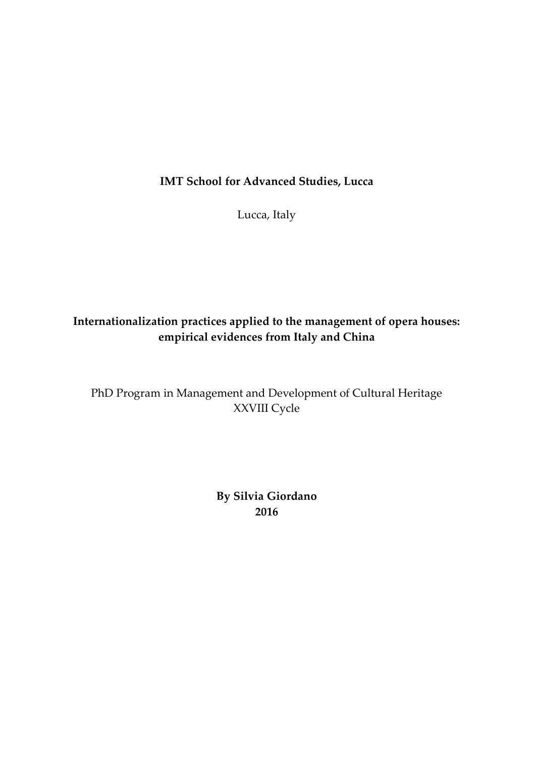**IMT School for Advanced Studies, Lucca**

Lucca, Italy

# Internationalization practices applied to the management of opera houses: empirical evidences from Italy and China

PhD Program in Management and Development of Cultural Heritage
XXVIII Cycle

**By Silvia Giordano**
**2016**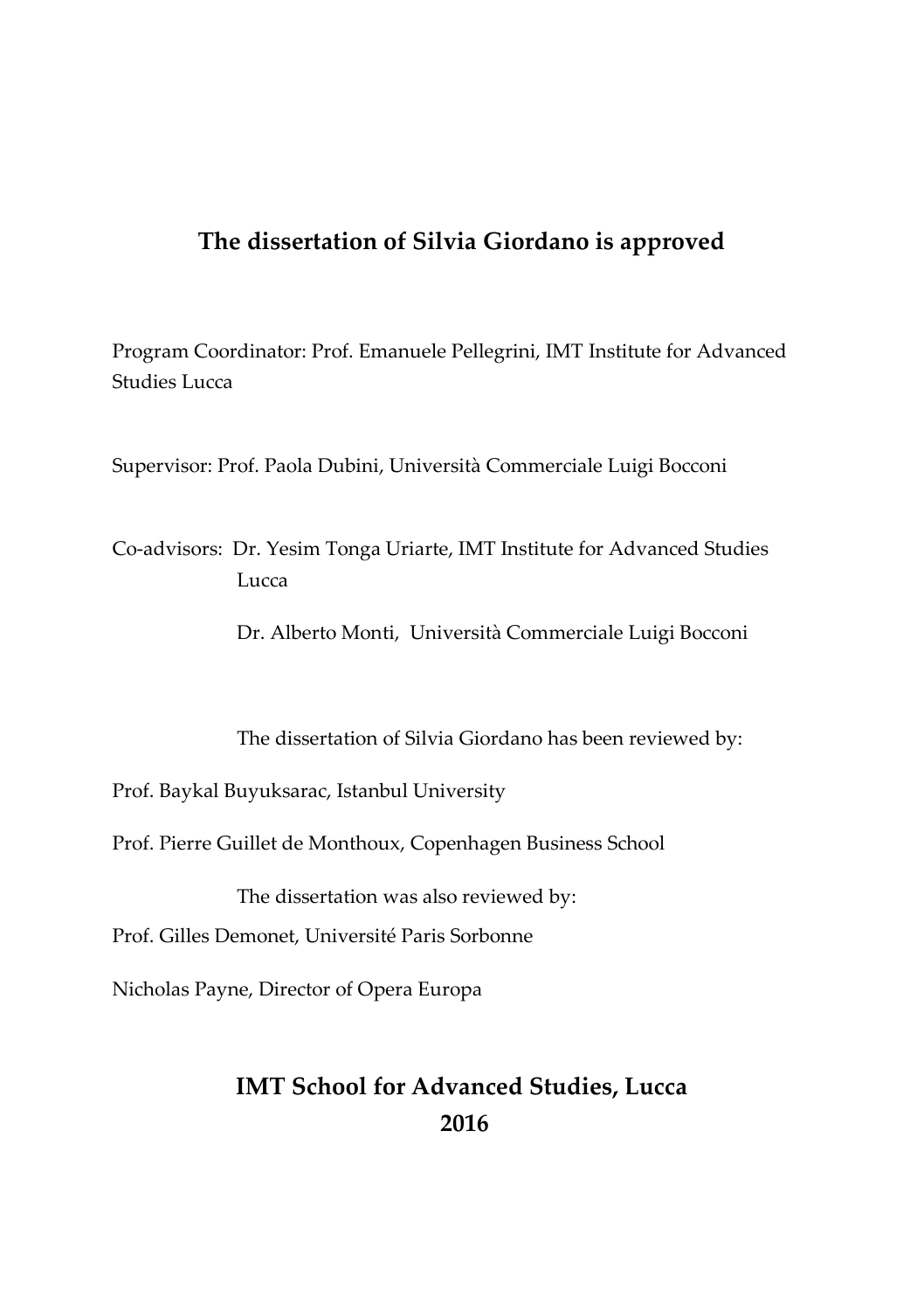**The dissertation of Silvia Giordano is approved**

Program Coordinator: Prof. Emanuele Pellegrini, IMT Institute for Advanced Studies Lucca

Supervisor: Prof. Paola Dubini, Università Commerciale Luigi Bocconi

Co-advisors: Dr. Yesim Tonga Uriarte, IMT Institute for Advanced Studies Lucca

Dr. Alberto Monti, Università Commerciale Luigi Bocconi

The dissertation of Silvia Giordano has been reviewed by:

Prof. Baykal Buyuksarac, Istanbul University

Prof. Pierre Guillet de Monthoux, Copenhagen Business School

The dissertation was also reviewed by:

Prof. Gilles Demonet, Université Paris Sorbonne

Nicholas Payne, Director of Opera Europa

**IMT School for Advanced Studies, Lucca**
**2016**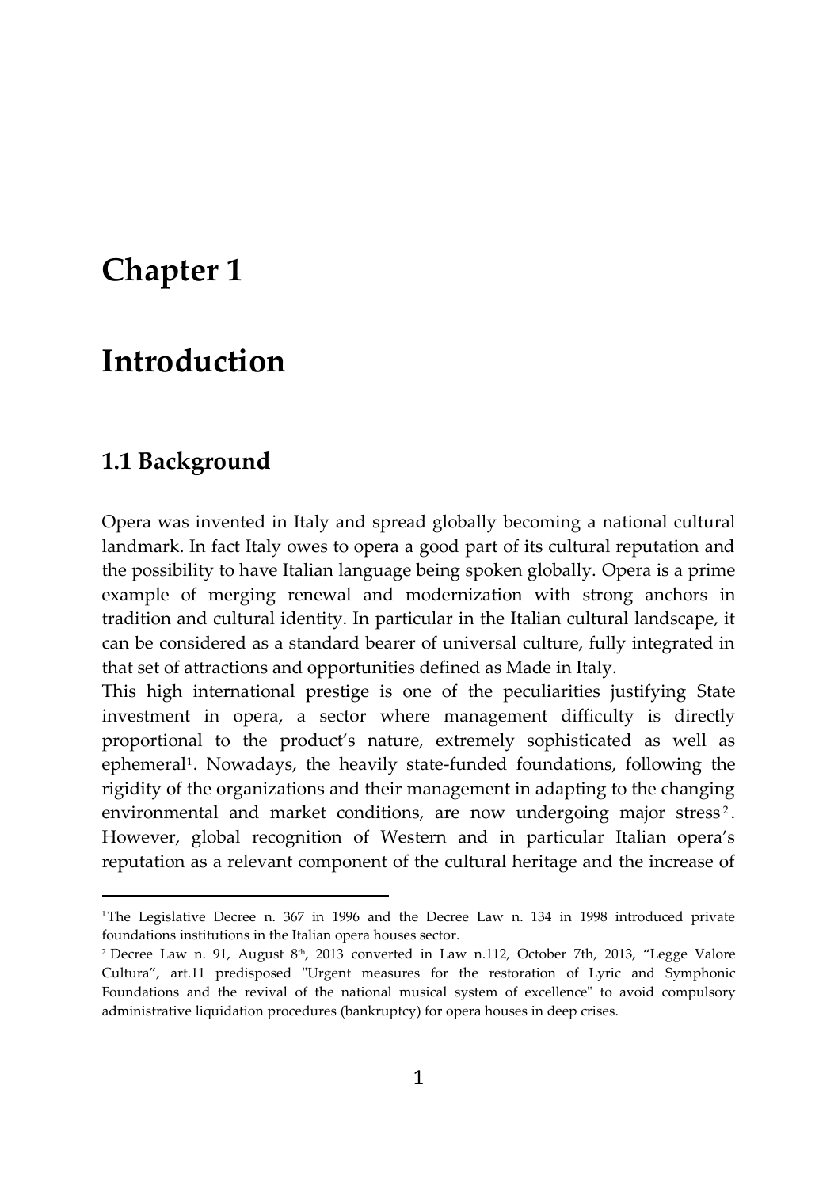# Chapter 1

# Introduction

## 1.1 Background

Opera was invented in Italy and spread globally becoming a national cultural landmark. In fact Italy owes to opera a good part of its cultural reputation and the possibility to have Italian language being spoken globally. Opera is a prime example of merging renewal and modernization with strong anchors in tradition and cultural identity. In particular in the Italian cultural landscape, it can be considered as a standard bearer of universal culture, fully integrated in that set of attractions and opportunities defined as Made in Italy.
This high international prestige is one of the peculiarities justifying State investment in opera, a sector where management difficulty is directly proportional to the product's nature, extremely sophisticated as well as ephemeral[1]. Nowadays, the heavily state-funded foundations, following the rigidity of the organizations and their management in adapting to the changing environmental and market conditions, are now undergoing major stress[2]. However, global recognition of Western and in particular Italian opera's reputation as a relevant component of the cultural heritage and the increase of

---

[1] The Legislative Decree n. 367 in 1996 and the Decree Law n. 134 in 1998 introduced private foundations institutions in the Italian opera houses sector.

[2] Decree Law n. 91, August 8th, 2013 converted in Law n.112, October 7th, 2013, "Legge Valore Cultura", art.11 predisposed "Urgent measures for the restoration of Lyric and Symphonic Foundations and the revival of the national musical system of excellence" to avoid compulsory administrative liquidation procedures (bankruptcy) for opera houses in deep crises.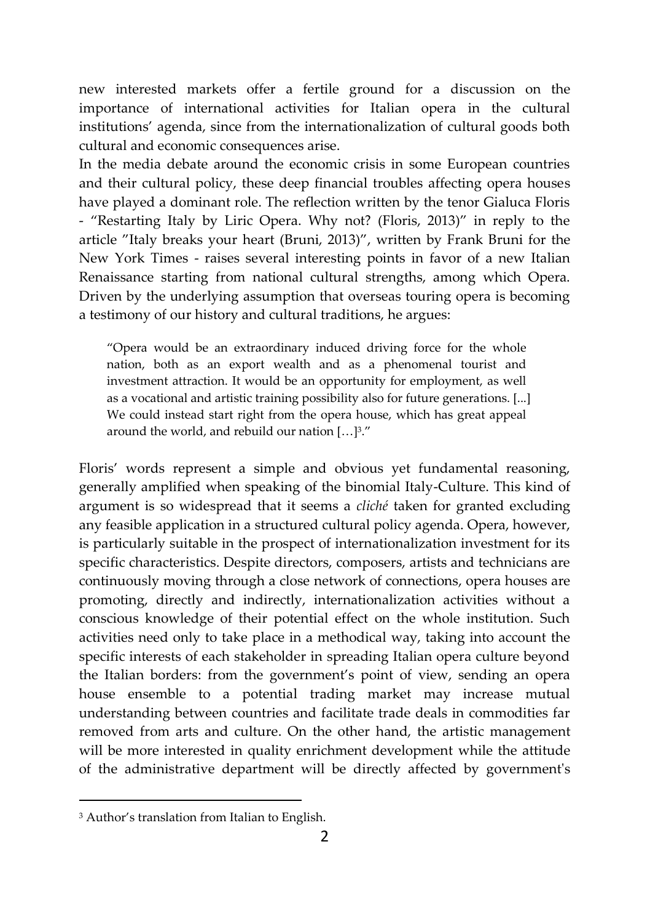new interested markets offer a fertile ground for a discussion on the importance of international activities for Italian opera in the cultural institutions' agenda, since from the internationalization of cultural goods both cultural and economic consequences arise.

In the media debate around the economic crisis in some European countries and their cultural policy, these deep financial troubles affecting opera houses have played a dominant role. The reflection written by the tenor Gialuca Floris - "Restarting Italy by Liric Opera. Why not? (Floris, 2013)" in reply to the article "Italy breaks your heart (Bruni, 2013)", written by Frank Bruni for the New York Times - raises several interesting points in favor of a new Italian Renaissance starting from national cultural strengths, among which Opera. Driven by the underlying assumption that overseas touring opera is becoming a testimony of our history and cultural traditions, he argues:

> "Opera would be an extraordinary induced driving force for the whole nation, both as an export wealth and as a phenomenal tourist and investment attraction. It would be an opportunity for employment, as well as a vocational and artistic training possibility also for future generations. [...] We could instead start right from the opera house, which has great appeal around the world, and rebuild our nation […][3]."

Floris' words represent a simple and obvious yet fundamental reasoning, generally amplified when speaking of the binomial Italy-Culture. This kind of argument is so widespread that it seems a *cliché* taken for granted excluding any feasible application in a structured cultural policy agenda. Opera, however, is particularly suitable in the prospect of internationalization investment for its specific characteristics. Despite directors, composers, artists and technicians are continuously moving through a close network of connections, opera houses are promoting, directly and indirectly, internationalization activities without a conscious knowledge of their potential effect on the whole institution. Such activities need only to take place in a methodical way, taking into account the specific interests of each stakeholder in spreading Italian opera culture beyond the Italian borders: from the government's point of view, sending an opera house ensemble to a potential trading market may increase mutual understanding between countries and facilitate trade deals in commodities far removed from arts and culture. On the other hand, the artistic management will be more interested in quality enrichment development while the attitude of the administrative department will be directly affected by government's

[3] Author's translation from Italian to English.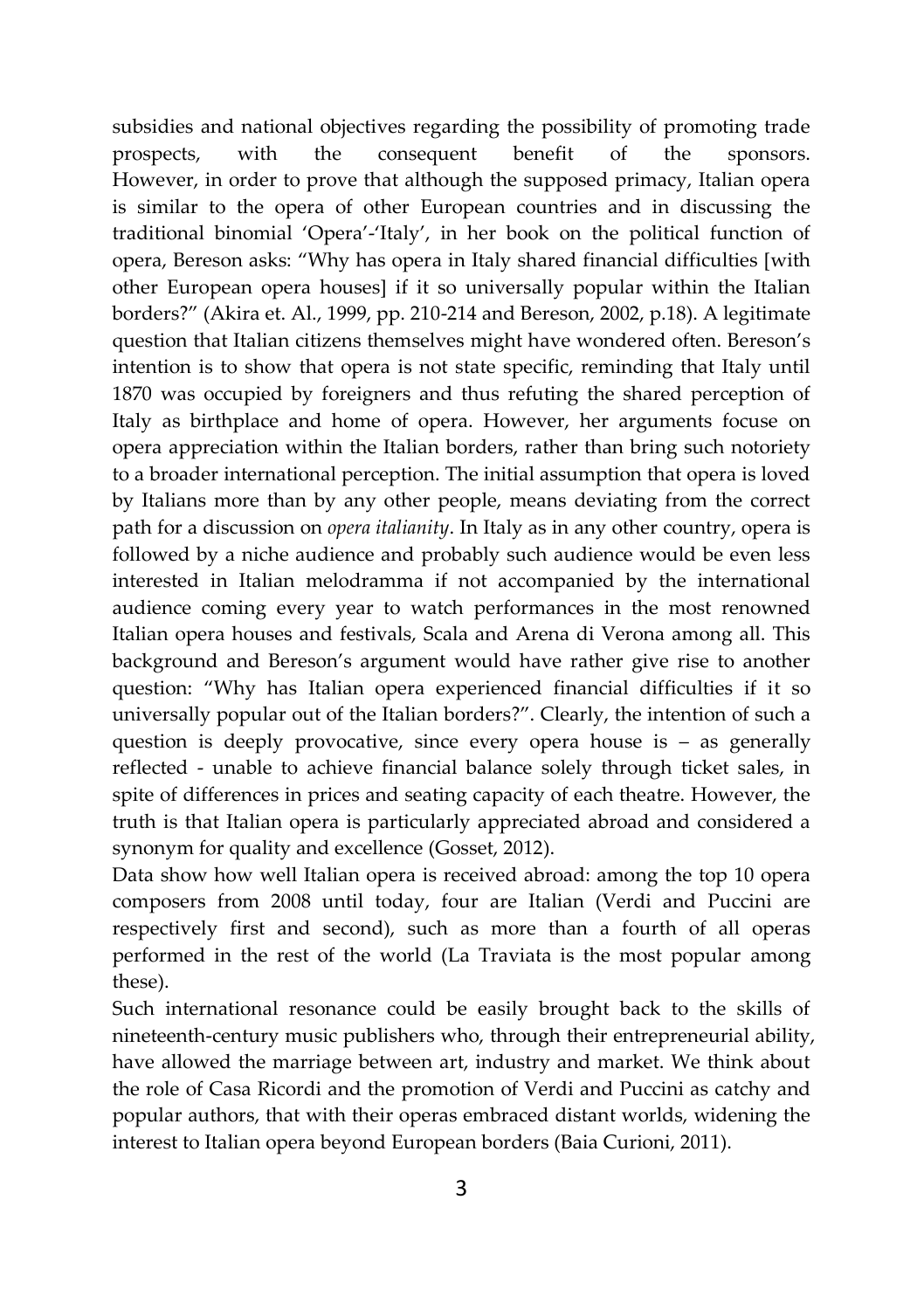subsidies and national objectives regarding the possibility of promoting trade prospects, with the consequent benefit of the sponsors. However, in order to prove that although the supposed primacy, Italian opera is similar to the opera of other European countries and in discussing the traditional binomial 'Opera'-'Italy', in her book on the political function of opera, Bereson asks: "Why has opera in Italy shared financial difficulties [with other European opera houses] if it so universally popular within the Italian borders?" (Akira et. Al., 1999, pp. 210-214 and Bereson, 2002, p.18). A legitimate question that Italian citizens themselves might have wondered often. Bereson's intention is to show that opera is not state specific, reminding that Italy until 1870 was occupied by foreigners and thus refuting the shared perception of Italy as birthplace and home of opera. However, her arguments focuse on opera appreciation within the Italian borders, rather than bring such notoriety to a broader international perception. The initial assumption that opera is loved by Italians more than by any other people, means deviating from the correct path for a discussion on *opera italianity*. In Italy as in any other country, opera is followed by a niche audience and probably such audience would be even less interested in Italian melodramma if not accompanied by the international audience coming every year to watch performances in the most renowned Italian opera houses and festivals, Scala and Arena di Verona among all. This background and Bereson's argument would have rather give rise to another question: "Why has Italian opera experienced financial difficulties if it so universally popular out of the Italian borders?". Clearly, the intention of such a question is deeply provocative, since every opera house is – as generally reflected - unable to achieve financial balance solely through ticket sales, in spite of differences in prices and seating capacity of each theatre. However, the truth is that Italian opera is particularly appreciated abroad and considered a synonym for quality and excellence (Gosset, 2012).

Data show how well Italian opera is received abroad: among the top 10 opera composers from 2008 until today, four are Italian (Verdi and Puccini are respectively first and second), such as more than a fourth of all operas performed in the rest of the world (La Traviata is the most popular among these).

Such international resonance could be easily brought back to the skills of nineteenth-century music publishers who, through their entrepreneurial ability, have allowed the marriage between art, industry and market. We think about the role of Casa Ricordi and the promotion of Verdi and Puccini as catchy and popular authors, that with their operas embraced distant worlds, widening the interest to Italian opera beyond European borders (Baia Curioni, 2011).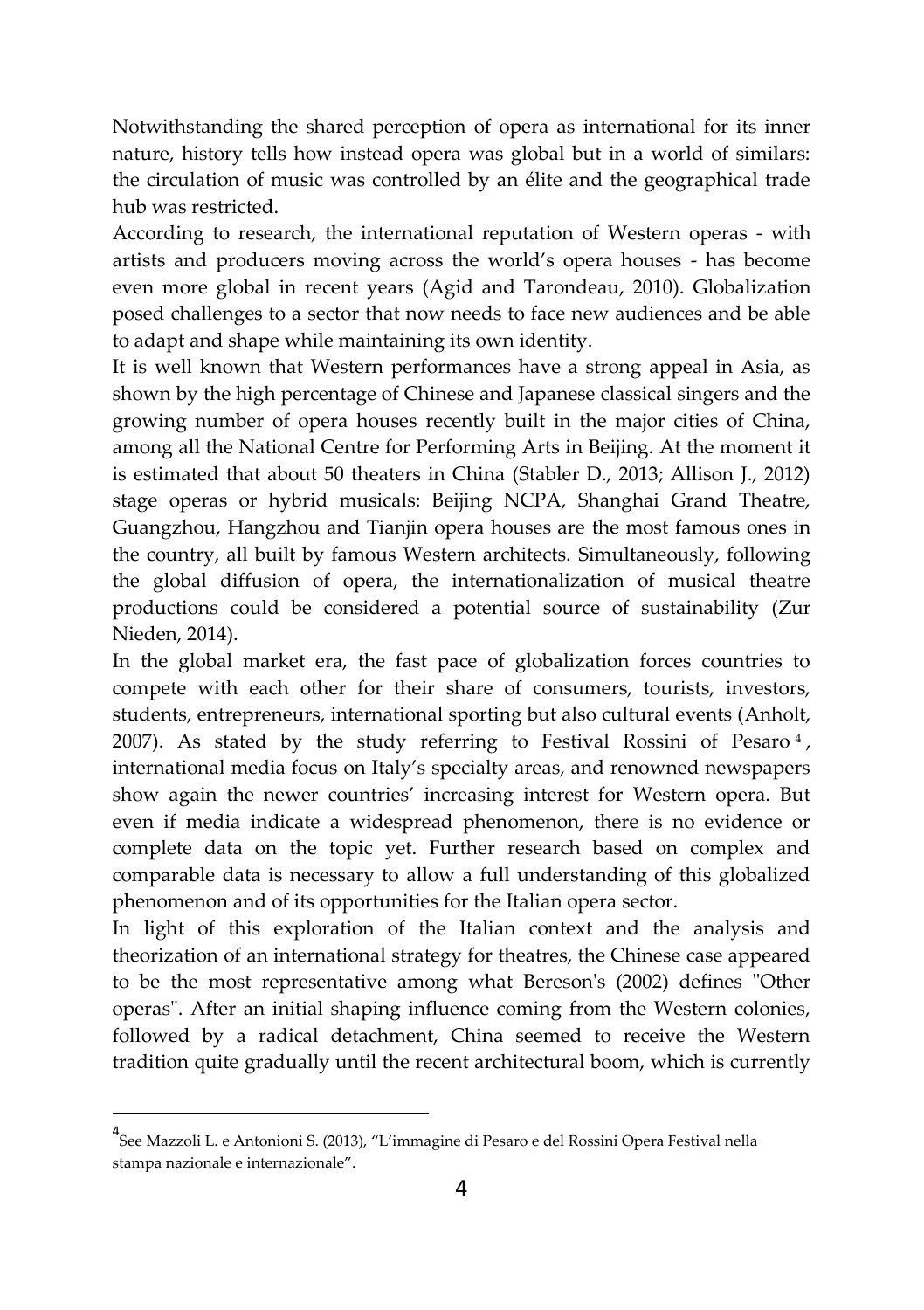Notwithstanding the shared perception of opera as international for its inner nature, history tells how instead opera was global but in a world of similars: the circulation of music was controlled by an élite and the geographical trade hub was restricted.

According to research, the international reputation of Western operas - with artists and producers moving across the world's opera houses - has become even more global in recent years (Agid and Tarondeau, 2010). Globalization posed challenges to a sector that now needs to face new audiences and be able to adapt and shape while maintaining its own identity.

It is well known that Western performances have a strong appeal in Asia, as shown by the high percentage of Chinese and Japanese classical singers and the growing number of opera houses recently built in the major cities of China, among all the National Centre for Performing Arts in Beijing. At the moment it is estimated that about 50 theaters in China (Stabler D., 2013; Allison J., 2012) stage operas or hybrid musicals: Beijing NCPA, Shanghai Grand Theatre, Guangzhou, Hangzhou and Tianjin opera houses are the most famous ones in the country, all built by famous Western architects. Simultaneously, following the global diffusion of opera, the internationalization of musical theatre productions could be considered a potential source of sustainability (Zur Nieden, 2014).

In the global market era, the fast pace of globalization forces countries to compete with each other for their share of consumers, tourists, investors, students, entrepreneurs, international sporting but also cultural events (Anholt, 2007). As stated by the study referring to Festival Rossini of Pesaro [4], international media focus on Italy's specialty areas, and renowned newspapers show again the newer countries' increasing interest for Western opera. But even if media indicate a widespread phenomenon, there is no evidence or complete data on the topic yet. Further research based on complex and comparable data is necessary to allow a full understanding of this globalized phenomenon and of its opportunities for the Italian opera sector.

In light of this exploration of the Italian context and the analysis and theorization of an international strategy for theatres, the Chinese case appeared to be the most representative among what Bereson's (2002) defines "Other operas". After an initial shaping influence coming from the Western colonies, followed by a radical detachment, China seemed to receive the Western tradition quite gradually until the recent architectural boom, which is currently

[4] See Mazzoli L. e Antonioni S. (2013), "L'immagine di Pesaro e del Rossini Opera Festival nella stampa nazionale e internazionale".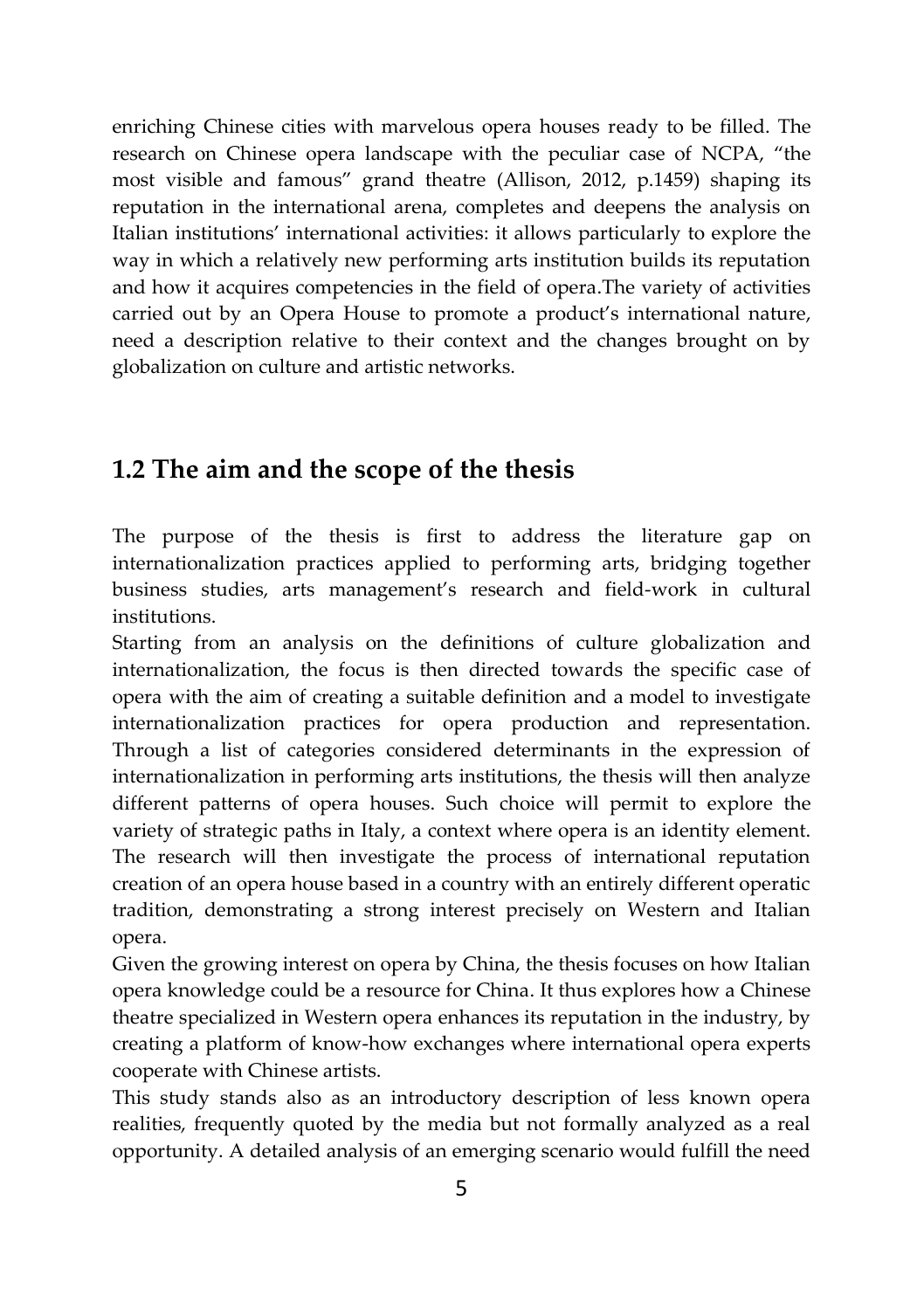enriching Chinese cities with marvelous opera houses ready to be filled. The research on Chinese opera landscape with the peculiar case of NCPA, "the most visible and famous" grand theatre (Allison, 2012, p.1459) shaping its reputation in the international arena, completes and deepens the analysis on Italian institutions' international activities: it allows particularly to explore the way in which a relatively new performing arts institution builds its reputation and how it acquires competencies in the field of opera.The variety of activities carried out by an Opera House to promote a product's international nature, need a description relative to their context and the changes brought on by globalization on culture and artistic networks.

## 1.2 The aim and the scope of the thesis

The purpose of the thesis is first to address the literature gap on internationalization practices applied to performing arts, bridging together business studies, arts management's research and field-work in cultural institutions.

Starting from an analysis on the definitions of culture globalization and internationalization, the focus is then directed towards the specific case of opera with the aim of creating a suitable definition and a model to investigate internationalization practices for opera production and representation. Through a list of categories considered determinants in the expression of internationalization in performing arts institutions, the thesis will then analyze different patterns of opera houses. Such choice will permit to explore the variety of strategic paths in Italy, a context where opera is an identity element. The research will then investigate the process of international reputation creation of an opera house based in a country with an entirely different operatic tradition, demonstrating a strong interest precisely on Western and Italian opera.

Given the growing interest on opera by China, the thesis focuses on how Italian opera knowledge could be a resource for China. It thus explores how a Chinese theatre specialized in Western opera enhances its reputation in the industry, by creating a platform of know-how exchanges where international opera experts cooperate with Chinese artists.

This study stands also as an introductory description of less known opera realities, frequently quoted by the media but not formally analyzed as a real opportunity. A detailed analysis of an emerging scenario would fulfill the need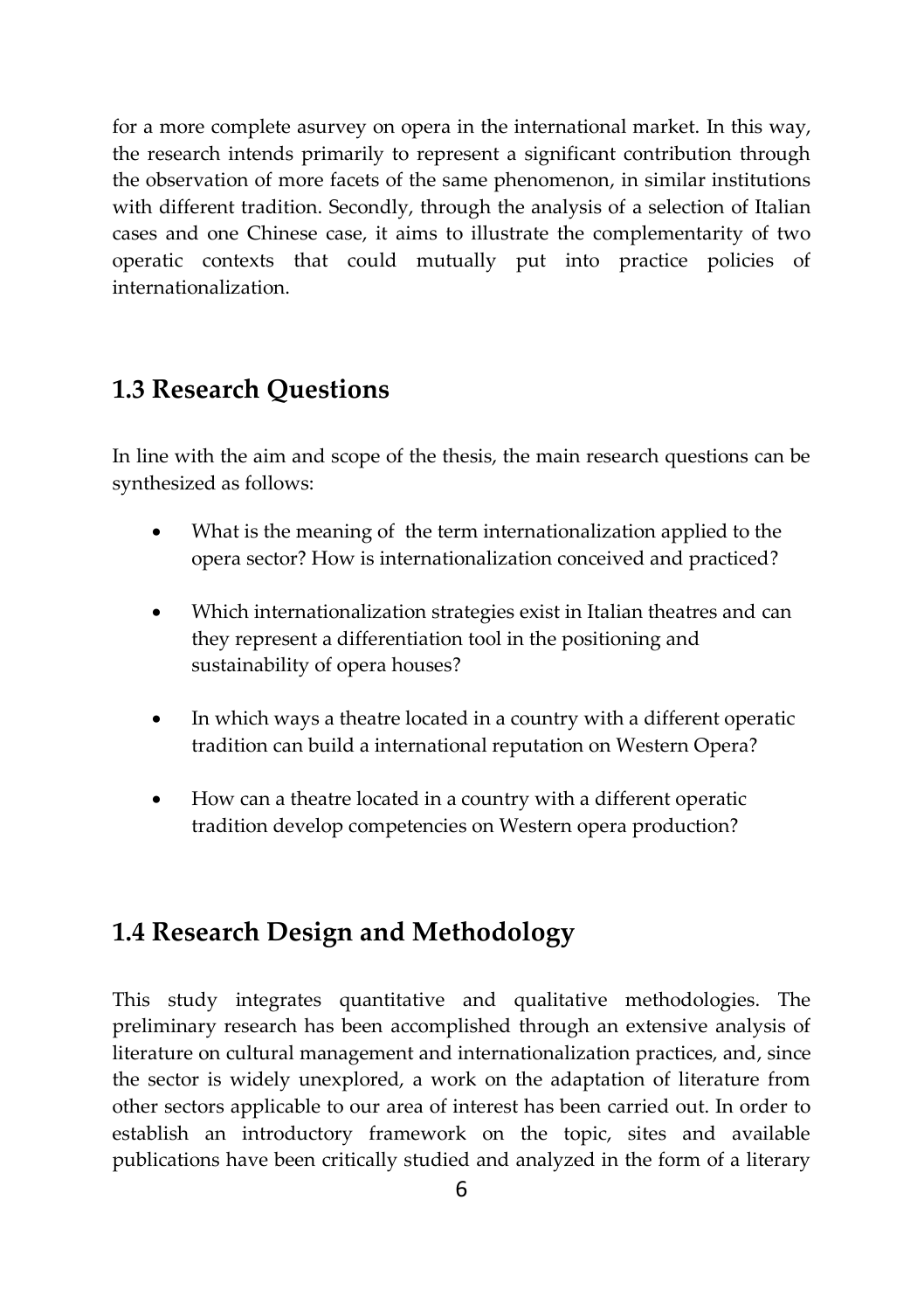for a more complete asurvey on opera in the international market. In this way, the research intends primarily to represent a significant contribution through the observation of more facets of the same phenomenon, in similar institutions with different tradition. Secondly, through the analysis of a selection of Italian cases and one Chinese case, it aims to illustrate the complementarity of two operatic contexts that could mutually put into practice policies of internationalization.

## 1.3 Research Questions

In line with the aim and scope of the thesis, the main research questions can be synthesized as follows:

- What is the meaning of the term internationalization applied to the opera sector? How is internationalization conceived and practiced?
- Which internationalization strategies exist in Italian theatres and can they represent a differentiation tool in the positioning and sustainability of opera houses?
- In which ways a theatre located in a country with a different operatic tradition can build a international reputation on Western Opera?
- How can a theatre located in a country with a different operatic tradition develop competencies on Western opera production?

## 1.4 Research Design and Methodology

This study integrates quantitative and qualitative methodologies. The preliminary research has been accomplished through an extensive analysis of literature on cultural management and internationalization practices, and, since the sector is widely unexplored, a work on the adaptation of literature from other sectors applicable to our area of interest has been carried out. In order to establish an introductory framework on the topic, sites and available publications have been critically studied and analyzed in the form of a literary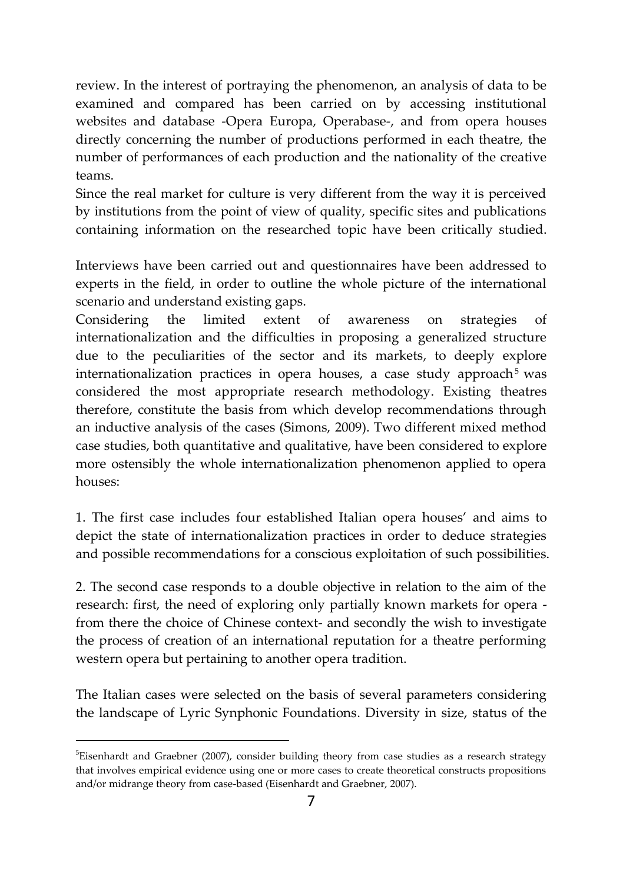review. In the interest of portraying the phenomenon, an analysis of data to be examined and compared has been carried on by accessing institutional websites and database -Opera Europa, Operabase-, and from opera houses directly concerning the number of productions performed in each theatre, the number of performances of each production and the nationality of the creative teams.

Since the real market for culture is very different from the way it is perceived by institutions from the point of view of quality, specific sites and publications containing information on the researched topic have been critically studied.

Interviews have been carried out and questionnaires have been addressed to experts in the field, in order to outline the whole picture of the international scenario and understand existing gaps.

Considering the limited extent of awareness on strategies of internationalization and the difficulties in proposing a generalized structure due to the peculiarities of the sector and its markets, to deeply explore internationalization practices in opera houses, a case study approach[5] was considered the most appropriate research methodology. Existing theatres therefore, constitute the basis from which develop recommendations through an inductive analysis of the cases (Simons, 2009). Two different mixed method case studies, both quantitative and qualitative, have been considered to explore more ostensibly the whole internationalization phenomenon applied to opera houses:

1. The first case includes four established Italian opera houses' and aims to depict the state of internationalization practices in order to deduce strategies and possible recommendations for a conscious exploitation of such possibilities.

2. The second case responds to a double objective in relation to the aim of the research: first, the need of exploring only partially known markets for opera - from there the choice of Chinese context- and secondly the wish to investigate the process of creation of an international reputation for a theatre performing western opera but pertaining to another opera tradition.

The Italian cases were selected on the basis of several parameters considering the landscape of Lyric Synphonic Foundations. Diversity in size, status of the

[5] Eisenhardt and Graebner (2007), consider building theory from case studies as a research strategy that involves empirical evidence using one or more cases to create theoretical constructs propositions and/or midrange theory from case-based (Eisenhardt and Graebner, 2007).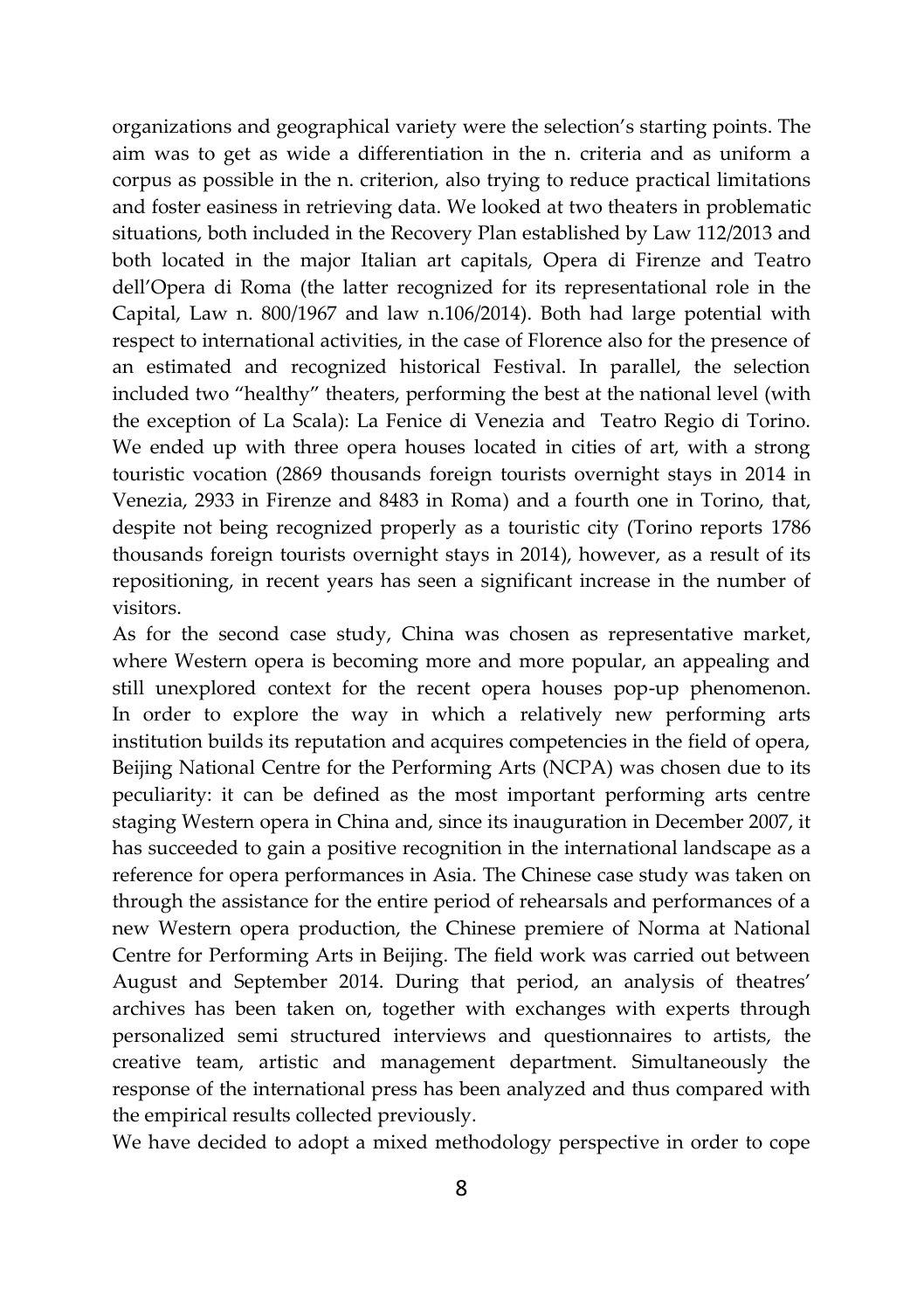organizations and geographical variety were the selection's starting points. The aim was to get as wide a differentiation in the n. criteria and as uniform a corpus as possible in the n. criterion, also trying to reduce practical limitations and foster easiness in retrieving data. We looked at two theaters in problematic situations, both included in the Recovery Plan established by Law 112/2013 and both located in the major Italian art capitals, Opera di Firenze and Teatro dell'Opera di Roma (the latter recognized for its representational role in the Capital, Law n. 800/1967 and law n.106/2014). Both had large potential with respect to international activities, in the case of Florence also for the presence of an estimated and recognized historical Festival. In parallel, the selection included two "healthy" theaters, performing the best at the national level (with the exception of La Scala): La Fenice di Venezia and Teatro Regio di Torino. We ended up with three opera houses located in cities of art, with a strong touristic vocation (2869 thousands foreign tourists overnight stays in 2014 in Venezia, 2933 in Firenze and 8483 in Roma) and a fourth one in Torino, that, despite not being recognized properly as a touristic city (Torino reports 1786 thousands foreign tourists overnight stays in 2014), however, as a result of its repositioning, in recent years has seen a significant increase in the number of visitors.

As for the second case study, China was chosen as representative market, where Western opera is becoming more and more popular, an appealing and still unexplored context for the recent opera houses pop-up phenomenon. In order to explore the way in which a relatively new performing arts institution builds its reputation and acquires competencies in the field of opera, Beijing National Centre for the Performing Arts (NCPA) was chosen due to its peculiarity: it can be defined as the most important performing arts centre staging Western opera in China and, since its inauguration in December 2007, it has succeeded to gain a positive recognition in the international landscape as a reference for opera performances in Asia. The Chinese case study was taken on through the assistance for the entire period of rehearsals and performances of a new Western opera production, the Chinese premiere of Norma at National Centre for Performing Arts in Beijing. The field work was carried out between August and September 2014. During that period, an analysis of theatres' archives has been taken on, together with exchanges with experts through personalized semi structured interviews and questionnaires to artists, the creative team, artistic and management department. Simultaneously the response of the international press has been analyzed and thus compared with the empirical results collected previously.

We have decided to adopt a mixed methodology perspective in order to cope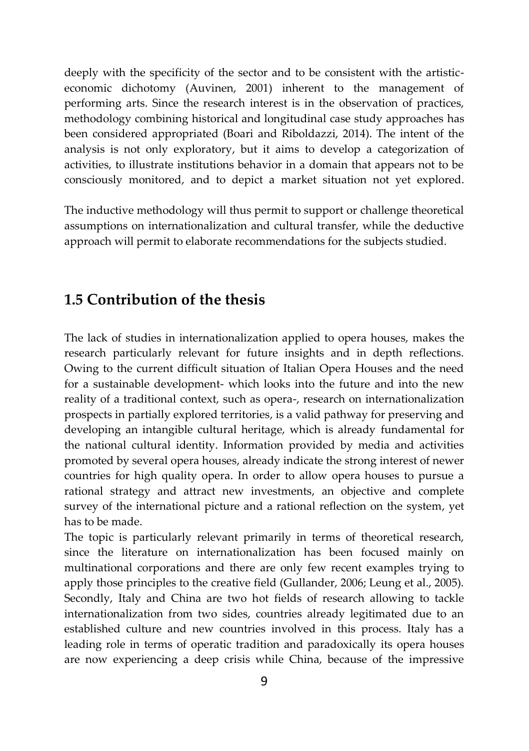deeply with the specificity of the sector and to be consistent with the artistic-economic dichotomy (Auvinen, 2001) inherent to the management of performing arts. Since the research interest is in the observation of practices, methodology combining historical and longitudinal case study approaches has been considered appropriated (Boari and Riboldazzi, 2014). The intent of the analysis is not only exploratory, but it aims to develop a categorization of activities, to illustrate institutions behavior in a domain that appears not to be consciously monitored, and to depict a market situation not yet explored.

The inductive methodology will thus permit to support or challenge theoretical assumptions on internationalization and cultural transfer, while the deductive approach will permit to elaborate recommendations for the subjects studied.

## 1.5 Contribution of the thesis

The lack of studies in internationalization applied to opera houses, makes the research particularly relevant for future insights and in depth reflections. Owing to the current difficult situation of Italian Opera Houses and the need for a sustainable development- which looks into the future and into the new reality of a traditional context, such as opera-, research on internationalization prospects in partially explored territories, is a valid pathway for preserving and developing an intangible cultural heritage, which is already fundamental for the national cultural identity. Information provided by media and activities promoted by several opera houses, already indicate the strong interest of newer countries for high quality opera. In order to allow opera houses to pursue a rational strategy and attract new investments, an objective and complete survey of the international picture and a rational reflection on the system, yet has to be made.

The topic is particularly relevant primarily in terms of theoretical research, since the literature on internationalization has been focused mainly on multinational corporations and there are only few recent examples trying to apply those principles to the creative field (Gullander, 2006; Leung et al., 2005). Secondly, Italy and China are two hot fields of research allowing to tackle internationalization from two sides, countries already legitimated due to an established culture and new countries involved in this process. Italy has a leading role in terms of operatic tradition and paradoxically its opera houses are now experiencing a deep crisis while China, because of the impressive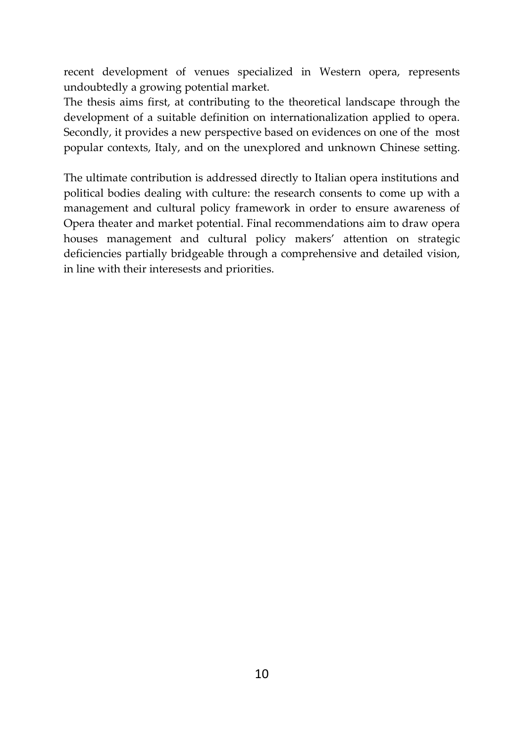recent development of venues specialized in Western opera, represents undoubtedly a growing potential market.

The thesis aims first, at contributing to the theoretical landscape through the development of a suitable definition on internationalization applied to opera. Secondly, it provides a new perspective based on evidences on one of the most popular contexts, Italy, and on the unexplored and unknown Chinese setting.

The ultimate contribution is addressed directly to Italian opera institutions and political bodies dealing with culture: the research consents to come up with a management and cultural policy framework in order to ensure awareness of Opera theater and market potential. Final recommendations aim to draw opera houses management and cultural policy makers' attention on strategic deficiencies partially bridgeable through a comprehensive and detailed vision, in line with their interesests and priorities.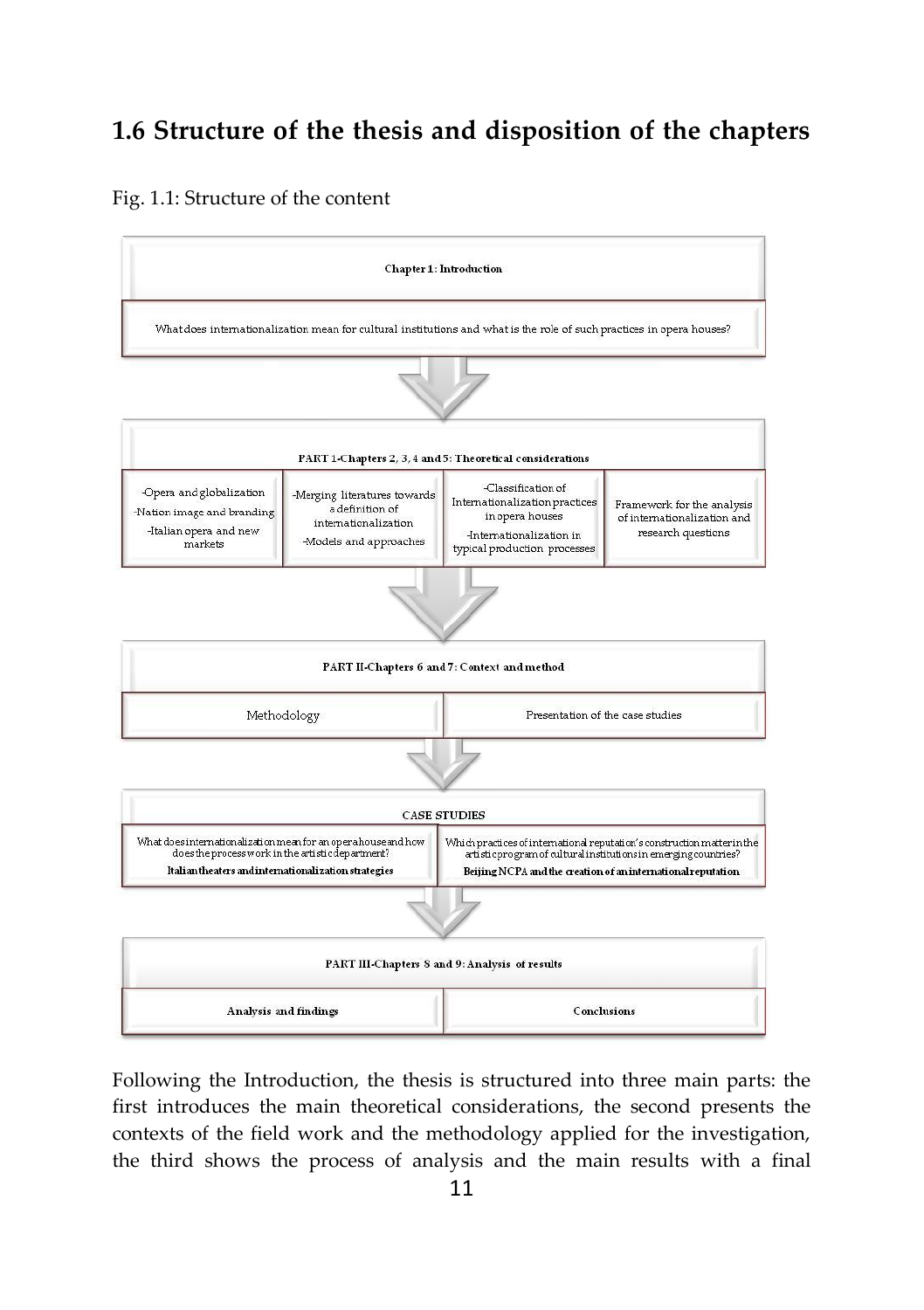## 1.6 Structure of the thesis and disposition of the chapters

Fig. 1.1: Structure of the content

**Chapter 1: Introduction**

What does internationalization mean for cultural institutions and what is the role of such practices in opera houses?

**PART I-Chapters 2, 3, 4 and 5: Theoretical considerations**

| -Opera and globalization<br>-Nation image and branding<br>-Italian opera and new markets | -Merging literatures towards a definition of internationalization<br>-Models and approaches | -Classification of Internationalization practices in opera houses<br>-Internationalization in typical production processes | Framework for the analysis of internationalization and research questions |
|---|---|---|---|

**PART II-Chapters 6 and 7: Context and method**

| Methodology | Presentation of the case studies |
|---|---|

**CASE STUDIES**

| What does internationalization mean for an opera house and how does the process work in the artistic department?<br>**Italian theaters and internationalization strategies** | Which practices of international reputation's construction matter in the artistic program of cultural institutions in emerging countries?<br>**Beijing NCPA and the creation of an international reputation** |
|---|---|

**PART III-Chapters 8 and 9: Analysis of results**

| **Analysis and findings** | **Conclusions** |
|---|---|

Following the Introduction, the thesis is structured into three main parts: the first introduces the main theoretical considerations, the second presents the contexts of the field work and the methodology applied for the investigation, the third shows the process of analysis and the main results with a final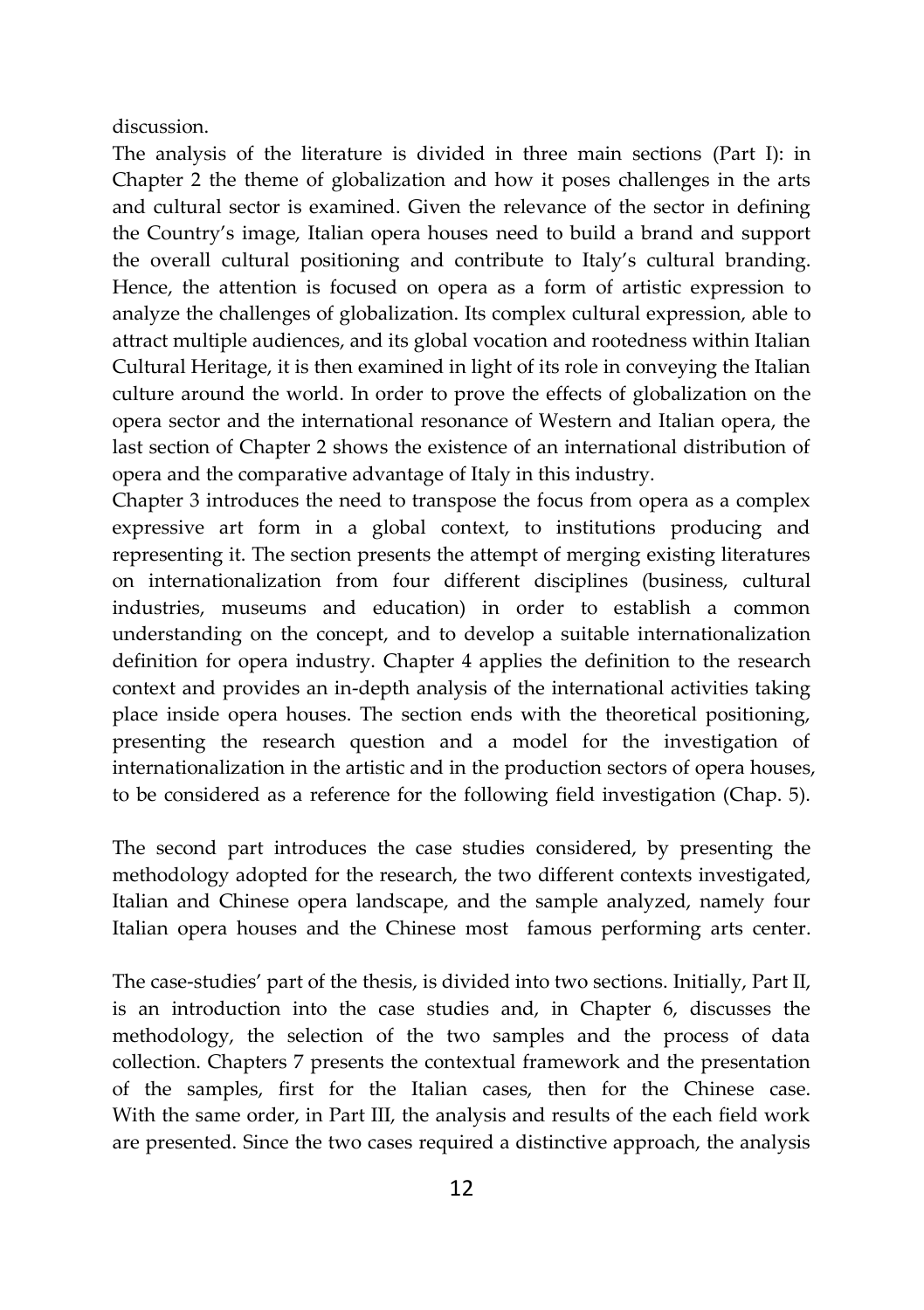discussion.

The analysis of the literature is divided in three main sections (Part I): in Chapter 2 the theme of globalization and how it poses challenges in the arts and cultural sector is examined. Given the relevance of the sector in defining the Country's image, Italian opera houses need to build a brand and support the overall cultural positioning and contribute to Italy's cultural branding. Hence, the attention is focused on opera as a form of artistic expression to analyze the challenges of globalization. Its complex cultural expression, able to attract multiple audiences, and its global vocation and rootedness within Italian Cultural Heritage, it is then examined in light of its role in conveying the Italian culture around the world. In order to prove the effects of globalization on the opera sector and the international resonance of Western and Italian opera, the last section of Chapter 2 shows the existence of an international distribution of opera and the comparative advantage of Italy in this industry.

Chapter 3 introduces the need to transpose the focus from opera as a complex expressive art form in a global context, to institutions producing and representing it. The section presents the attempt of merging existing literatures on internationalization from four different disciplines (business, cultural industries, museums and education) in order to establish a common understanding on the concept, and to develop a suitable internationalization definition for opera industry. Chapter 4 applies the definition to the research context and provides an in-depth analysis of the international activities taking place inside opera houses. The section ends with the theoretical positioning, presenting the research question and a model for the investigation of internationalization in the artistic and in the production sectors of opera houses, to be considered as a reference for the following field investigation (Chap. 5).

The second part introduces the case studies considered, by presenting the methodology adopted for the research, the two different contexts investigated, Italian and Chinese opera landscape, and the sample analyzed, namely four Italian opera houses and the Chinese most famous performing arts center.

The case-studies' part of the thesis, is divided into two sections. Initially, Part II, is an introduction into the case studies and, in Chapter 6, discusses the methodology, the selection of the two samples and the process of data collection. Chapters 7 presents the contextual framework and the presentation of the samples, first for the Italian cases, then for the Chinese case. With the same order, in Part III, the analysis and results of the each field work are presented. Since the two cases required a distinctive approach, the analysis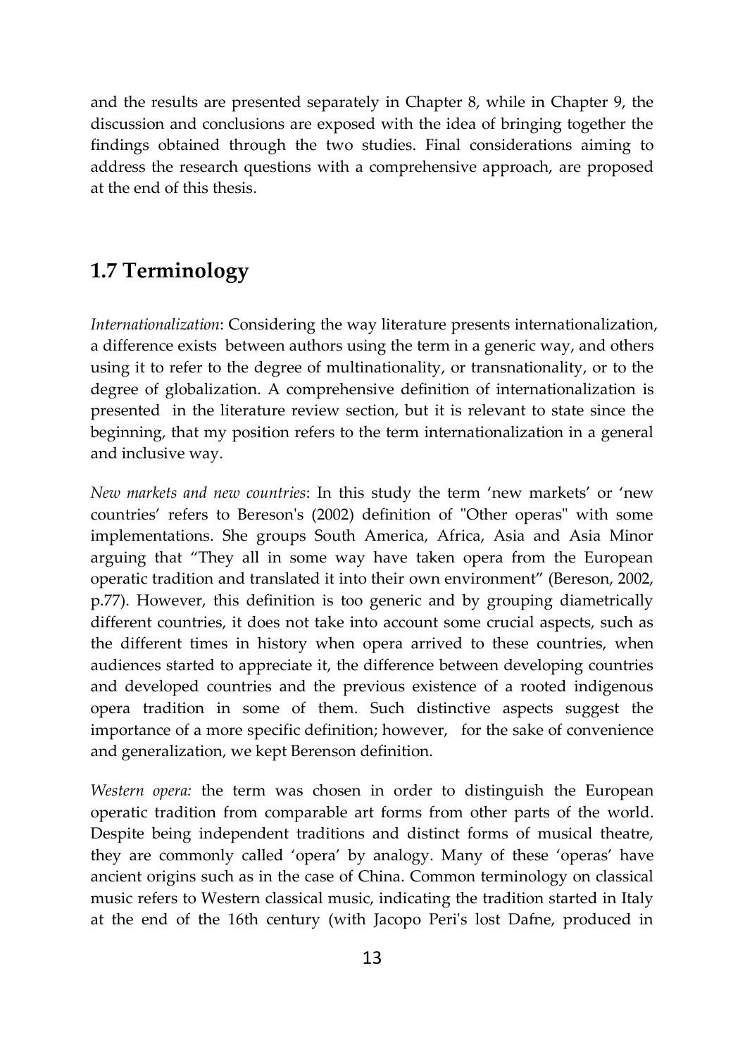and the results are presented separately in Chapter 8, while in Chapter 9, the discussion and conclusions are exposed with the idea of bringing together the findings obtained through the two studies. Final considerations aiming to address the research questions with a comprehensive approach, are proposed at the end of this thesis.

## 1.7 Terminology

*Internationalization*: Considering the way literature presents internationalization, a difference exists between authors using the term in a generic way, and others using it to refer to the degree of multinationality, or transnationality, or to the degree of globalization. A comprehensive definition of internationalization is presented in the literature review section, but it is relevant to state since the beginning, that my position refers to the term internationalization in a general and inclusive way.

*New markets and new countries*: In this study the term 'new markets' or 'new countries' refers to Bereson's (2002) definition of "Other operas" with some implementations. She groups South America, Africa, Asia and Asia Minor arguing that "They all in some way have taken opera from the European operatic tradition and translated it into their own environment" (Bereson, 2002, p.77). However, this definition is too generic and by grouping diametrically different countries, it does not take into account some crucial aspects, such as the different times in history when opera arrived to these countries, when audiences started to appreciate it, the difference between developing countries and developed countries and the previous existence of a rooted indigenous opera tradition in some of them. Such distinctive aspects suggest the importance of a more specific definition; however, for the sake of convenience and generalization, we kept Berenson definition.

*Western opera:* the term was chosen in order to distinguish the European operatic tradition from comparable art forms from other parts of the world. Despite being independent traditions and distinct forms of musical theatre, they are commonly called 'opera' by analogy. Many of these 'operas' have ancient origins such as in the case of China. Common terminology on classical music refers to Western classical music, indicating the tradition started in Italy at the end of the 16th century (with Jacopo Peri's lost Dafne, produced in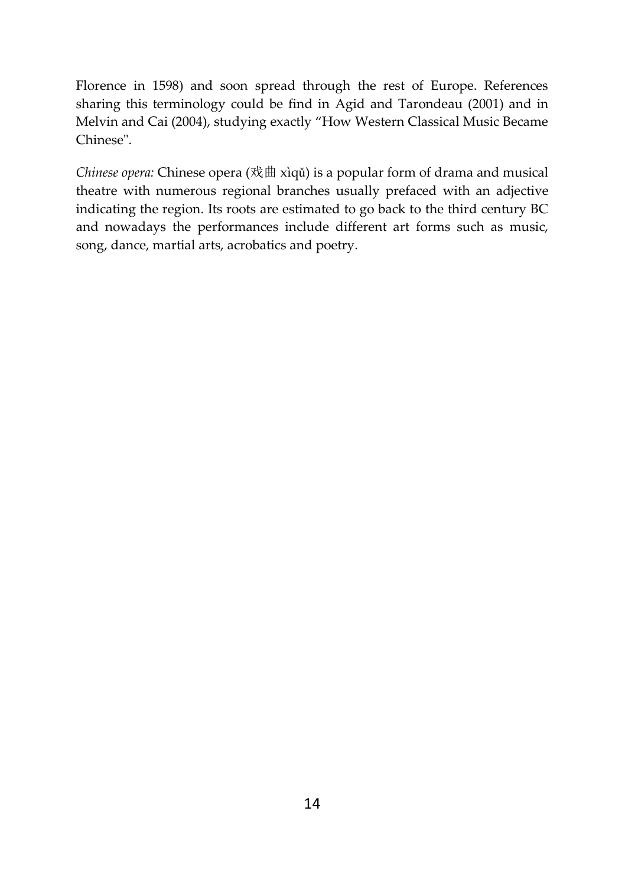Florence in 1598) and soon spread through the rest of Europe. References sharing this terminology could be find in Agid and Tarondeau (2001) and in Melvin and Cai (2004), studying exactly "How Western Classical Music Became Chinese".

*Chinese opera:* Chinese opera (戏曲 xìqǔ) is a popular form of drama and musical theatre with numerous regional branches usually prefaced with an adjective indicating the region. Its roots are estimated to go back to the third century BC and nowadays the performances include different art forms such as music, song, dance, martial arts, acrobatics and poetry.